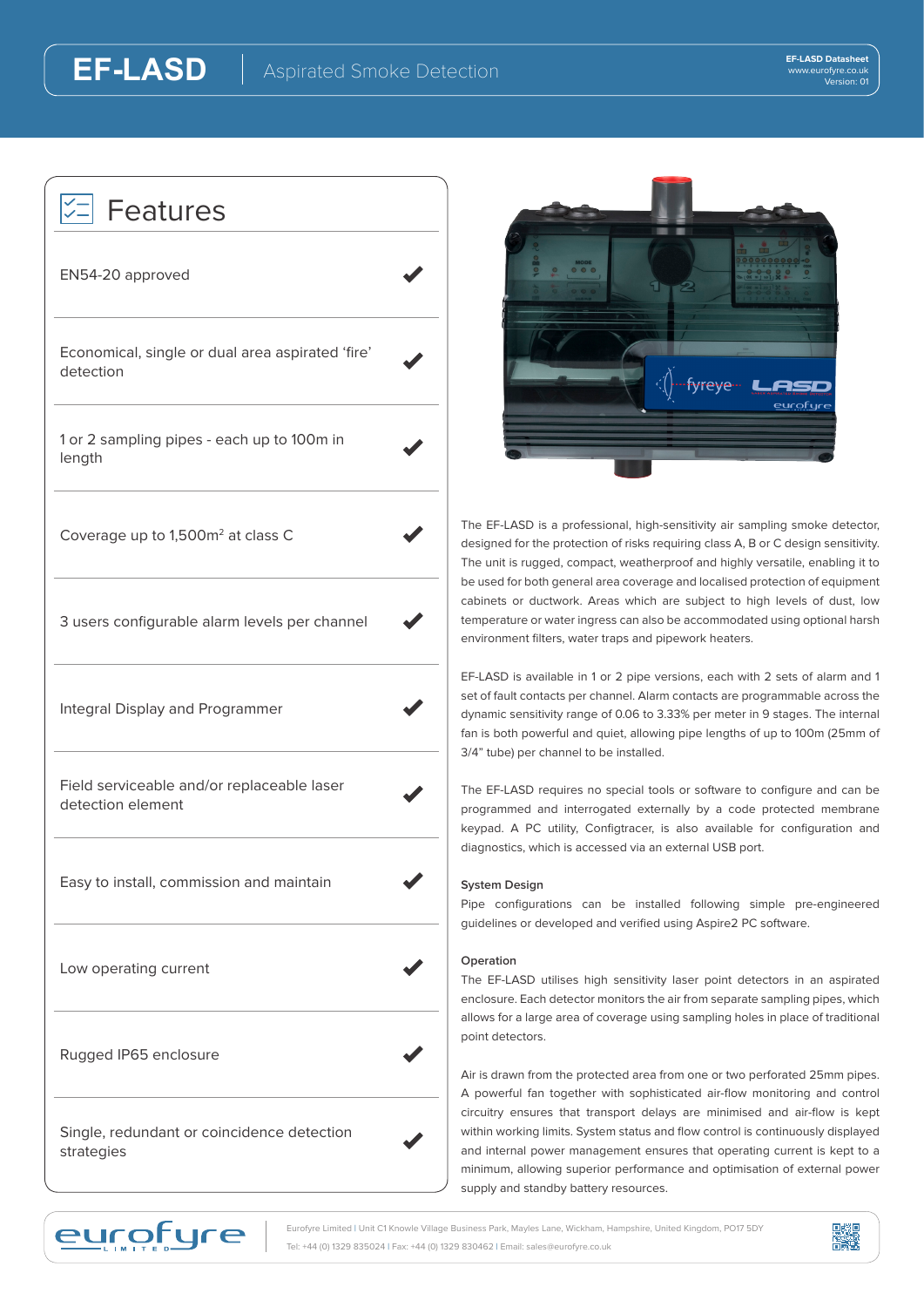# EF-LASD

## Aspirated Smoke Detection

## Features

- EN54-20 approved ✔
- Economical, single or dual area aspirated 'fire' detection ✔
- 1 or 2 sampling pipes - each up to 100m in length ✔
- Coverage up to 1,500m² at class C ✔
- 3 users configurable alarm levels per channel ✔
- Integral Display and Programmer ✔
- Field serviceable and/or replaceable laser detection element ✔
- Easy to install, commission and maintain ✔
- Low operating current ✔
- Rugged IP65 enclosure ✔
- Single, redundant or coincidence detection strategies ✔

The EF-LASD is a professional, high-sensitivity air sampling smoke detector, designed for the protection of risks requiring class A, B or C design sensitivity. The unit is rugged, compact, weatherproof and highly versatile, enabling it to be used for both general area coverage and localised protection of equipment cabinets or ductwork. Areas which are subject to high levels of dust, low temperature or water ingress can also be accommodated using optional harsh environment filters, water traps and pipework heaters.

EF-LASD is available in 1 or 2 pipe versions, each with 2 sets of alarm and 1 set of fault contacts per channel. Alarm contacts are programmable across the dynamic sensitivity range of 0.06 to 3.33% per meter in 9 stages. The internal fan is both powerful and quiet, allowing pipe lengths of up to 100m (25mm of 3/4" tube) per channel to be installed.

The EF-LASD requires no special tools or software to configure and can be programmed and interrogated externally by a code protected membrane keypad. A PC utility, Configtracer, is also available for configuration and diagnostics, which is accessed via an external USB port.

### System Design

Pipe configurations can be installed following simple pre-engineered guidelines or developed and verified using Aspire2 PC software.

### Operation

The EF-LASD utilises high sensitivity laser point detectors in an aspirated enclosure. Each detector monitors the air from separate sampling pipes, which allows for a large area of coverage using sampling holes in place of traditional point detectors.

Air is drawn from the protected area from one or two perforated 25mm pipes. A powerful fan together with sophisticated air-flow monitoring and control circuitry ensures that transport delays are minimised and air-flow is kept within working limits. System status and flow control is continuously displayed and internal power management ensures that operating current is kept to a minimum, allowing superior performance and optimisation of external power supply and standby battery resources.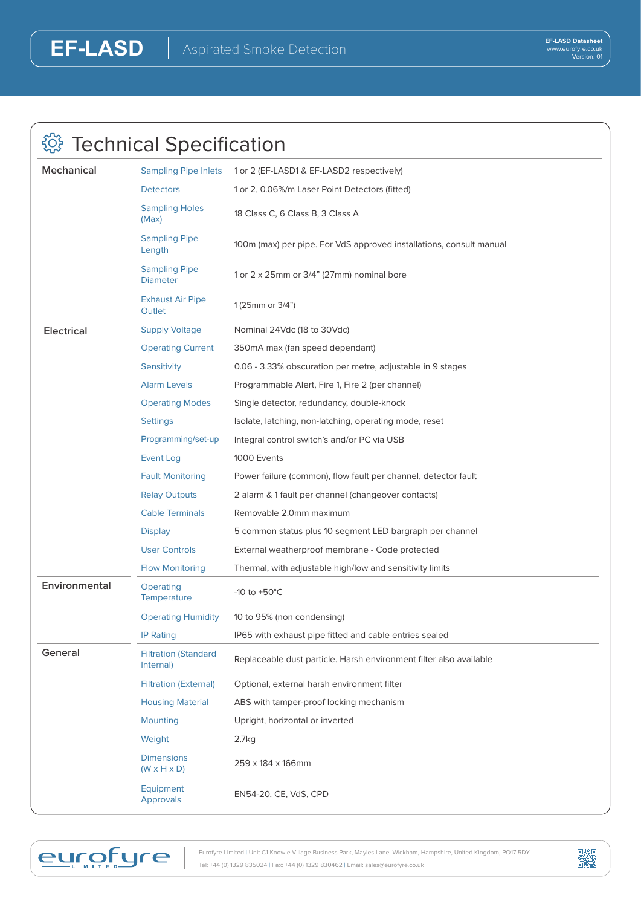## Technical Specification

| | | |
|---|---|---|
| **Mechanical** | Sampling Pipe Inlets | 1 or 2 (EF-LASD1 & EF-LASD2 respectively) |
| | Detectors | 1 or 2, 0.06%/m Laser Point Detectors (fitted) |
| | Sampling Holes (Max) | 18 Class C, 6 Class B, 3 Class A |
| | Sampling Pipe Length | 100m (max) per pipe. For VdS approved installations, consult manual |
| | Sampling Pipe Diameter | 1 or 2 x 25mm or 3/4" (27mm) nominal bore |
| | Exhaust Air Pipe Outlet | 1 (25mm or 3/4") |
| **Electrical** | Supply Voltage | Nominal 24Vdc (18 to 30Vdc) |
| | Operating Current | 350mA max (fan speed dependant) |
| | Sensitivity | 0.06 - 3.33% obscuration per metre, adjustable in 9 stages |
| | Alarm Levels | Programmable Alert, Fire 1, Fire 2 (per channel) |
| | Operating Modes | Single detector, redundancy, double-knock |
| | Settings | Isolate, latching, non-latching, operating mode, reset |
| | Programming/set-up | Integral control switch's and/or PC via USB |
| | Event Log | 1000 Events |
| | Fault Monitoring | Power failure (common), flow fault per channel, detector fault |
| | Relay Outputs | 2 alarm & 1 fault per channel (changeover contacts) |
| | Cable Terminals | Removable 2.0mm maximum |
| | Display | 5 common status plus 10 segment LED bargraph per channel |
| | User Controls | External weatherproof membrane - Code protected |
| | Flow Monitoring | Thermal, with adjustable high/low and sensitivity limits |
| **Environmental** | Operating Temperature | -10 to +50°C |
| | Operating Humidity | 10 to 95% (non condensing) |
| | IP Rating | IP65 with exhaust pipe fitted and cable entries sealed |
| **General** | Filtration (Standard Internal) | Replaceable dust particle. Harsh environment filter also available |
| | Filtration (External) | Optional, external harsh environment filter |
| | Housing Material | ABS with tamper-proof locking mechanism |
| | Mounting | Upright, horizontal or inverted |
| | Weight | 2.7kg |
| | Dimensions (W x H x D) | 259 x 184 x 166mm |
| | Equipment Approvals | EN54-20, CE, VdS, CPD |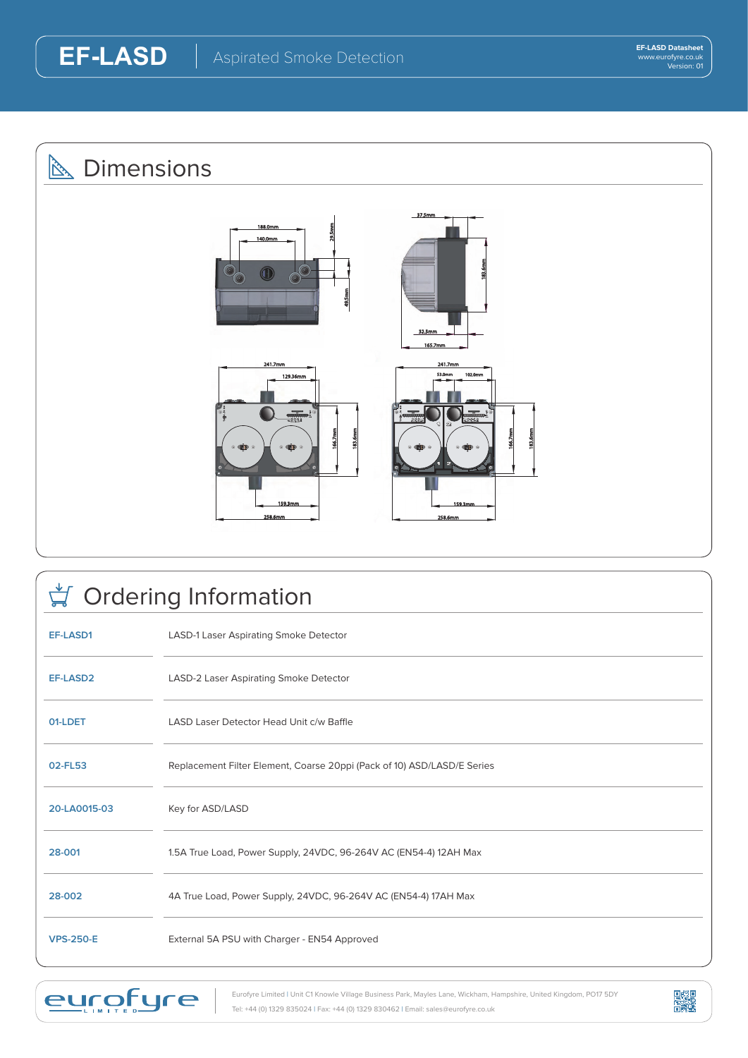## Dimensions

188.0mm
140.0mm
29.5mm
49.5mm

37.5mm
183.6mm
32.5mm
165.7mm

241.7mm
129.36mm
166.7mm
183.6mm
159.3mm
258.6mm

241.7mm
53.0mm
102.0mm
166.7mm
183.6mm
159.3mm
258.6mm

## Ordering Information

| | |
|---|---|
| EF-LASD1 | LASD-1 Laser Aspirating Smoke Detector |
| EF-LASD2 | LASD-2 Laser Aspirating Smoke Detector |
| 01-LDET | LASD Laser Detector Head Unit c/w Baffle |
| 02-FL53 | Replacement Filter Element, Coarse 20ppi (Pack of 10) ASD/LASD/E Series |
| 20-LA0015-03 | Key for ASD/LASD |
| 28-001 | 1.5A True Load, Power Supply, 24VDC, 96-264V AC (EN54-4) 12AH Max |
| 28-002 | 4A True Load, Power Supply, 24VDC, 96-264V AC (EN54-4) 17AH Max |
| VPS-250-E | External 5A PSU with Charger - EN54 Approved |

Eurofyre Limited I Unit C1 Knowle Village Business Park, Mayles Lane, Wickham, Hampshire, United Kingdom, PO17 5DY
Tel: +44 (0) 1329 835024 I Fax: +44 (0) 1329 830462 I Email: sales@eurofyre.co.uk